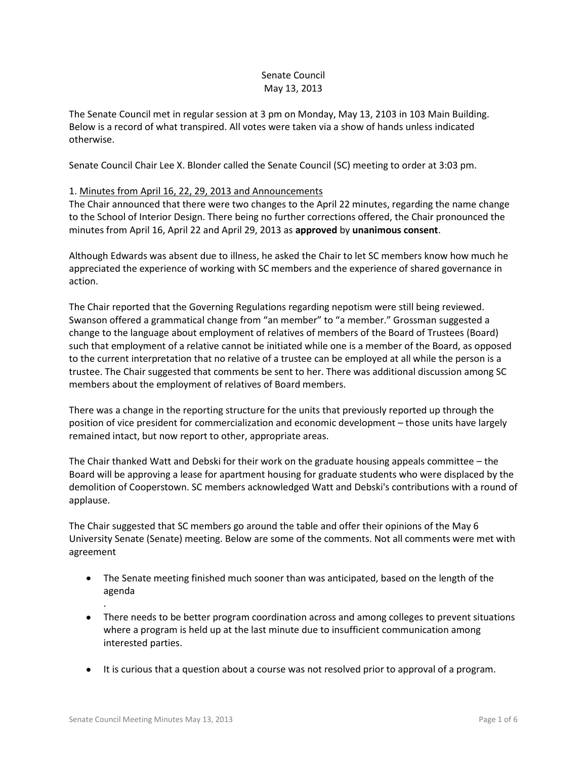Senate Council
May 13, 2013

The Senate Council met in regular session at 3 pm on Monday, May 13, 2103 in 103 Main Building. Below is a record of what transpired. All votes were taken via a show of hands unless indicated otherwise.

Senate Council Chair Lee X. Blonder called the Senate Council (SC) meeting to order at 3:03 pm.

1. Minutes from April 16, 22, 29, 2013 and Announcements

The Chair announced that there were two changes to the April 22 minutes, regarding the name change to the School of Interior Design. There being no further corrections offered, the Chair pronounced the minutes from April 16, April 22 and April 29, 2013 as **approved** by **unanimous consent**.

Although Edwards was absent due to illness, he asked the Chair to let SC members know how much he appreciated the experience of working with SC members and the experience of shared governance in action.

The Chair reported that the Governing Regulations regarding nepotism were still being reviewed. Swanson offered a grammatical change from "an member" to "a member." Grossman suggested a change to the language about employment of relatives of members of the Board of Trustees (Board) such that employment of a relative cannot be initiated while one is a member of the Board, as opposed to the current interpretation that no relative of a trustee can be employed at all while the person is a trustee. The Chair suggested that comments be sent to her. There was additional discussion among SC members about the employment of relatives of Board members.

There was a change in the reporting structure for the units that previously reported up through the position of vice president for commercialization and economic development – those units have largely remained intact, but now report to other, appropriate areas.

The Chair thanked Watt and Debski for their work on the graduate housing appeals committee – the Board will be approving a lease for apartment housing for graduate students who were displaced by the demolition of Cooperstown. SC members acknowledged Watt and Debski's contributions with a round of applause.

The Chair suggested that SC members go around the table and offer their opinions of the May 6 University Senate (Senate) meeting. Below are some of the comments. Not all comments were met with agreement

- The Senate meeting finished much sooner than was anticipated, based on the length of the agenda
.
- There needs to be better program coordination across and among colleges to prevent situations where a program is held up at the last minute due to insufficient communication among interested parties.
- It is curious that a question about a course was not resolved prior to approval of a program.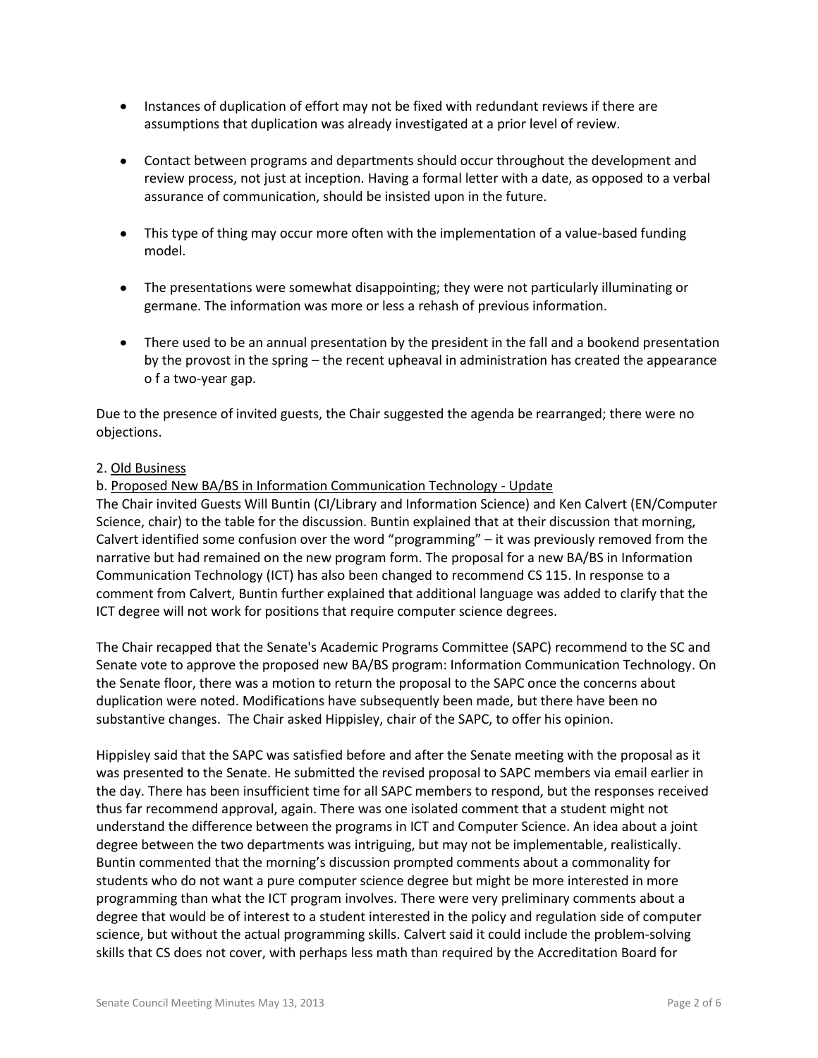- Instances of duplication of effort may not be fixed with redundant reviews if there are assumptions that duplication was already investigated at a prior level of review.

- Contact between programs and departments should occur throughout the development and review process, not just at inception. Having a formal letter with a date, as opposed to a verbal assurance of communication, should be insisted upon in the future.

- This type of thing may occur more often with the implementation of a value-based funding model.

- The presentations were somewhat disappointing; they were not particularly illuminating or germane. The information was more or less a rehash of previous information.

- There used to be an annual presentation by the president in the fall and a bookend presentation by the provost in the spring – the recent upheaval in administration has created the appearance o f a two-year gap.

Due to the presence of invited guests, the Chair suggested the agenda be rearranged; there were no objections.

2. Old Business

b. Proposed New BA/BS in Information Communication Technology - Update

The Chair invited Guests Will Buntin (CI/Library and Information Science) and Ken Calvert (EN/Computer Science, chair) to the table for the discussion. Buntin explained that at their discussion that morning, Calvert identified some confusion over the word "programming" – it was previously removed from the narrative but had remained on the new program form. The proposal for a new BA/BS in Information Communication Technology (ICT) has also been changed to recommend CS 115. In response to a comment from Calvert, Buntin further explained that additional language was added to clarify that the ICT degree will not work for positions that require computer science degrees.

The Chair recapped that the Senate's Academic Programs Committee (SAPC) recommend to the SC and Senate vote to approve the proposed new BA/BS program: Information Communication Technology. On the Senate floor, there was a motion to return the proposal to the SAPC once the concerns about duplication were noted. Modifications have subsequently been made, but there have been no substantive changes. The Chair asked Hippisley, chair of the SAPC, to offer his opinion.

Hippisley said that the SAPC was satisfied before and after the Senate meeting with the proposal as it was presented to the Senate. He submitted the revised proposal to SAPC members via email earlier in the day. There has been insufficient time for all SAPC members to respond, but the responses received thus far recommend approval, again. There was one isolated comment that a student might not understand the difference between the programs in ICT and Computer Science. An idea about a joint degree between the two departments was intriguing, but may not be implementable, realistically. Buntin commented that the morning's discussion prompted comments about a commonality for students who do not want a pure computer science degree but might be more interested in more programming than what the ICT program involves. There were very preliminary comments about a degree that would be of interest to a student interested in the policy and regulation side of computer science, but without the actual programming skills. Calvert said it could include the problem-solving skills that CS does not cover, with perhaps less math than required by the Accreditation Board for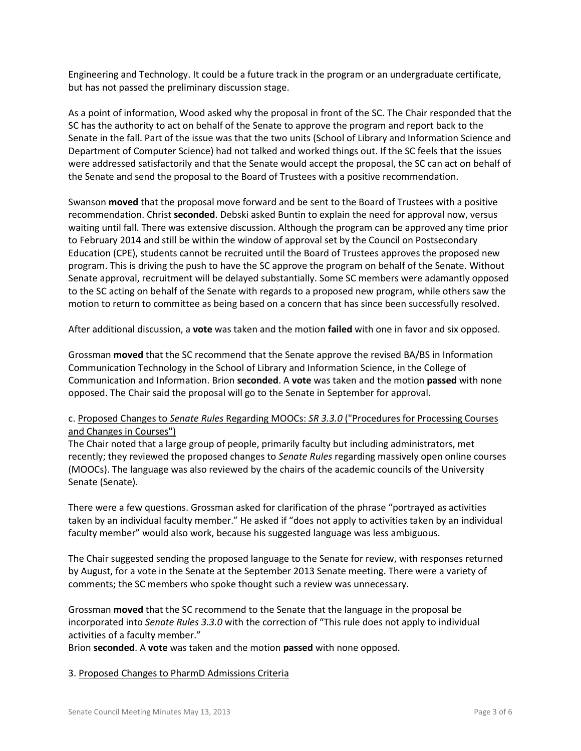Engineering and Technology. It could be a future track in the program or an undergraduate certificate, but has not passed the preliminary discussion stage.

As a point of information, Wood asked why the proposal in front of the SC. The Chair responded that the SC has the authority to act on behalf of the Senate to approve the program and report back to the Senate in the fall. Part of the issue was that the two units (School of Library and Information Science and Department of Computer Science) had not talked and worked things out. If the SC feels that the issues were addressed satisfactorily and that the Senate would accept the proposal, the SC can act on behalf of the Senate and send the proposal to the Board of Trustees with a positive recommendation.

Swanson **moved** that the proposal move forward and be sent to the Board of Trustees with a positive recommendation. Christ **seconded**. Debski asked Buntin to explain the need for approval now, versus waiting until fall. There was extensive discussion. Although the program can be approved any time prior to February 2014 and still be within the window of approval set by the Council on Postsecondary Education (CPE), students cannot be recruited until the Board of Trustees approves the proposed new program. This is driving the push to have the SC approve the program on behalf of the Senate. Without Senate approval, recruitment will be delayed substantially. Some SC members were adamantly opposed to the SC acting on behalf of the Senate with regards to a proposed new program, while others saw the motion to return to committee as being based on a concern that has since been successfully resolved.

After additional discussion, a **vote** was taken and the motion **failed** with one in favor and six opposed.

Grossman **moved** that the SC recommend that the Senate approve the revised BA/BS in Information Communication Technology in the School of Library and Information Science, in the College of Communication and Information. Brion **seconded**. A **vote** was taken and the motion **passed** with none opposed. The Chair said the proposal will go to the Senate in September for approval.

c. Proposed Changes to *Senate Rules* Regarding MOOCs: *SR 3.3.0* ("Procedures for Processing Courses and Changes in Courses")

The Chair noted that a large group of people, primarily faculty but including administrators, met recently; they reviewed the proposed changes to *Senate Rules* regarding massively open online courses (MOOCs). The language was also reviewed by the chairs of the academic councils of the University Senate (Senate).

There were a few questions. Grossman asked for clarification of the phrase "portrayed as activities taken by an individual faculty member." He asked if "does not apply to activities taken by an individual faculty member" would also work, because his suggested language was less ambiguous.

The Chair suggested sending the proposed language to the Senate for review, with responses returned by August, for a vote in the Senate at the September 2013 Senate meeting. There were a variety of comments; the SC members who spoke thought such a review was unnecessary.

Grossman **moved** that the SC recommend to the Senate that the language in the proposal be incorporated into *Senate Rules 3.3.0* with the correction of "This rule does not apply to individual activities of a faculty member."

Brion **seconded**. A **vote** was taken and the motion **passed** with none opposed.

3. Proposed Changes to PharmD Admissions Criteria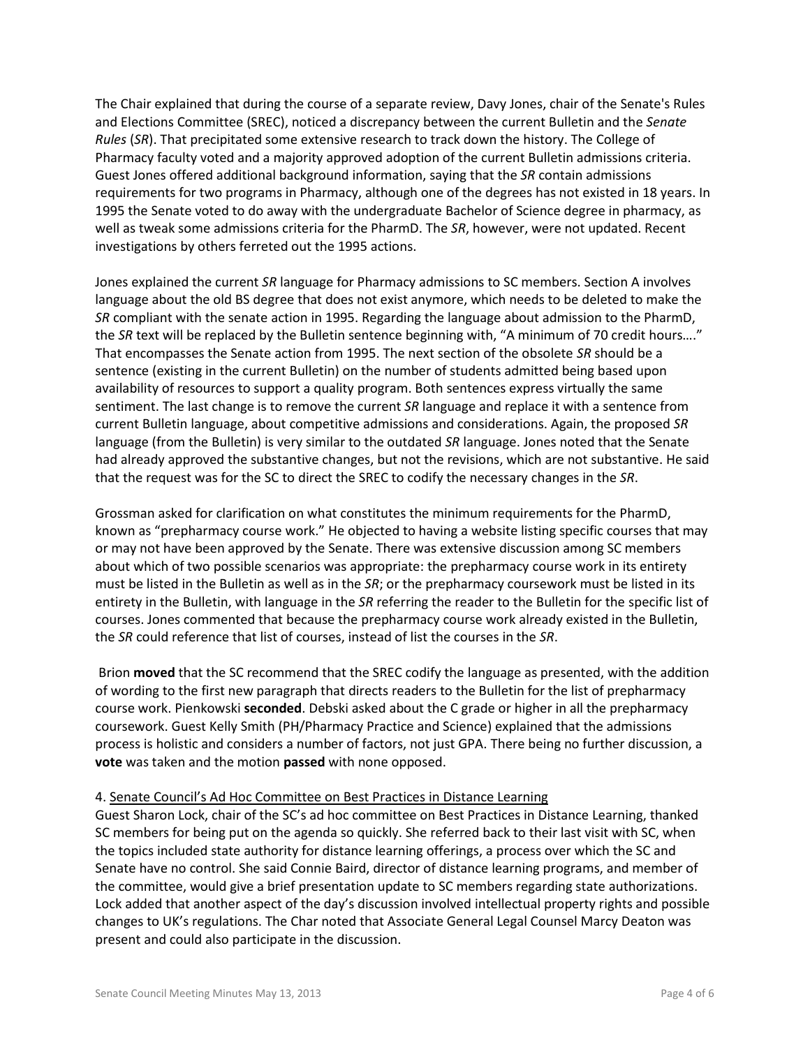The Chair explained that during the course of a separate review, Davy Jones, chair of the Senate's Rules and Elections Committee (SREC), noticed a discrepancy between the current Bulletin and the *Senate Rules* (*SR*). That precipitated some extensive research to track down the history. The College of Pharmacy faculty voted and a majority approved adoption of the current Bulletin admissions criteria. Guest Jones offered additional background information, saying that the *SR* contain admissions requirements for two programs in Pharmacy, although one of the degrees has not existed in 18 years. In 1995 the Senate voted to do away with the undergraduate Bachelor of Science degree in pharmacy, as well as tweak some admissions criteria for the PharmD. The *SR*, however, were not updated. Recent investigations by others ferreted out the 1995 actions.

Jones explained the current *SR* language for Pharmacy admissions to SC members. Section A involves language about the old BS degree that does not exist anymore, which needs to be deleted to make the *SR* compliant with the senate action in 1995. Regarding the language about admission to the PharmD, the *SR* text will be replaced by the Bulletin sentence beginning with, "A minimum of 70 credit hours…." That encompasses the Senate action from 1995. The next section of the obsolete *SR* should be a sentence (existing in the current Bulletin) on the number of students admitted being based upon availability of resources to support a quality program. Both sentences express virtually the same sentiment. The last change is to remove the current *SR* language and replace it with a sentence from current Bulletin language, about competitive admissions and considerations. Again, the proposed *SR* language (from the Bulletin) is very similar to the outdated *SR* language. Jones noted that the Senate had already approved the substantive changes, but not the revisions, which are not substantive. He said that the request was for the SC to direct the SREC to codify the necessary changes in the *SR*.

Grossman asked for clarification on what constitutes the minimum requirements for the PharmD, known as "prepharmacy course work." He objected to having a website listing specific courses that may or may not have been approved by the Senate. There was extensive discussion among SC members about which of two possible scenarios was appropriate: the prepharmacy course work in its entirety must be listed in the Bulletin as well as in the *SR*; or the prepharmacy coursework must be listed in its entirety in the Bulletin, with language in the *SR* referring the reader to the Bulletin for the specific list of courses. Jones commented that because the prepharmacy course work already existed in the Bulletin, the *SR* could reference that list of courses, instead of list the courses in the *SR*.

Brion **moved** that the SC recommend that the SREC codify the language as presented, with the addition of wording to the first new paragraph that directs readers to the Bulletin for the list of prepharmacy course work. Pienkowski **seconded**. Debski asked about the C grade or higher in all the prepharmacy coursework. Guest Kelly Smith (PH/Pharmacy Practice and Science) explained that the admissions process is holistic and considers a number of factors, not just GPA. There being no further discussion, a **vote** was taken and the motion **passed** with none opposed.

4. Senate Council's Ad Hoc Committee on Best Practices in Distance Learning

Guest Sharon Lock, chair of the SC's ad hoc committee on Best Practices in Distance Learning, thanked SC members for being put on the agenda so quickly. She referred back to their last visit with SC, when the topics included state authority for distance learning offerings, a process over which the SC and Senate have no control. She said Connie Baird, director of distance learning programs, and member of the committee, would give a brief presentation update to SC members regarding state authorizations. Lock added that another aspect of the day's discussion involved intellectual property rights and possible changes to UK's regulations. The Char noted that Associate General Legal Counsel Marcy Deaton was present and could also participate in the discussion.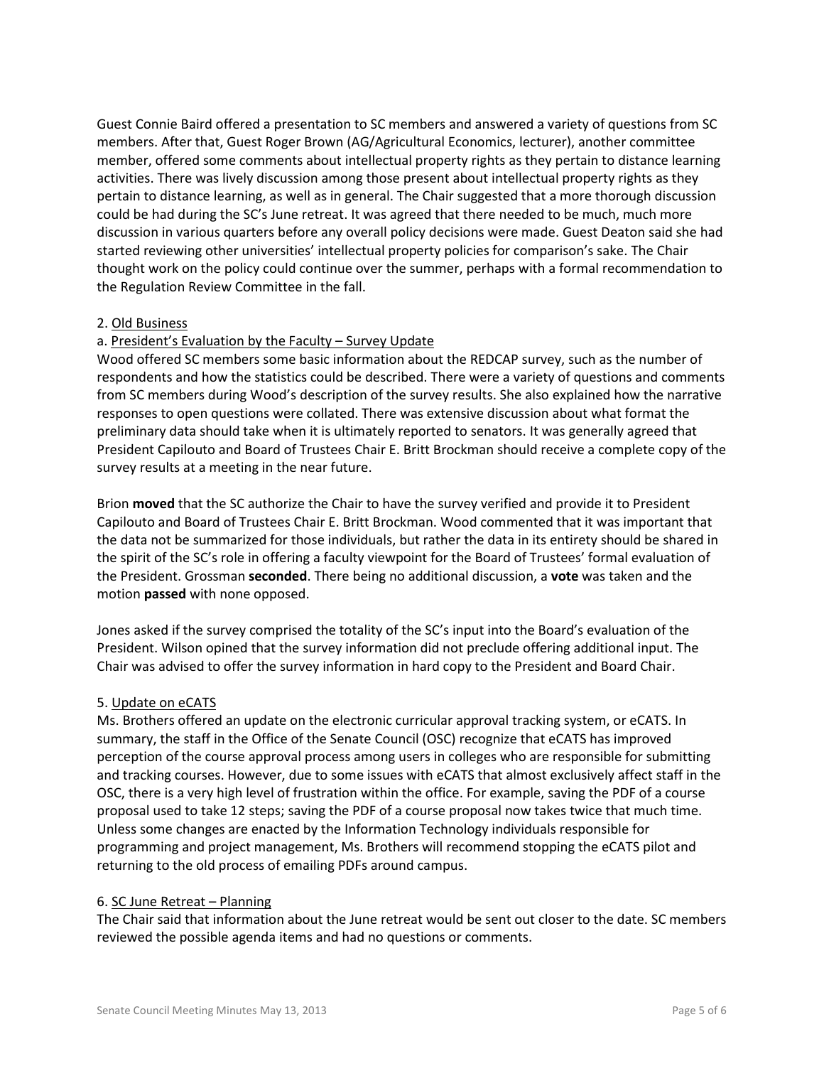Guest Connie Baird offered a presentation to SC members and answered a variety of questions from SC members. After that, Guest Roger Brown (AG/Agricultural Economics, lecturer), another committee member, offered some comments about intellectual property rights as they pertain to distance learning activities. There was lively discussion among those present about intellectual property rights as they pertain to distance learning, as well as in general. The Chair suggested that a more thorough discussion could be had during the SC's June retreat. It was agreed that there needed to be much, much more discussion in various quarters before any overall policy decisions were made. Guest Deaton said she had started reviewing other universities' intellectual property policies for comparison's sake. The Chair thought work on the policy could continue over the summer, perhaps with a formal recommendation to the Regulation Review Committee in the fall.

2. Old Business

a. President's Evaluation by the Faculty – Survey Update

Wood offered SC members some basic information about the REDCAP survey, such as the number of respondents and how the statistics could be described. There were a variety of questions and comments from SC members during Wood's description of the survey results. She also explained how the narrative responses to open questions were collated. There was extensive discussion about what format the preliminary data should take when it is ultimately reported to senators. It was generally agreed that President Capilouto and Board of Trustees Chair E. Britt Brockman should receive a complete copy of the survey results at a meeting in the near future.

Brion **moved** that the SC authorize the Chair to have the survey verified and provide it to President Capilouto and Board of Trustees Chair E. Britt Brockman. Wood commented that it was important that the data not be summarized for those individuals, but rather the data in its entirety should be shared in the spirit of the SC's role in offering a faculty viewpoint for the Board of Trustees' formal evaluation of the President. Grossman **seconded**. There being no additional discussion, a **vote** was taken and the motion **passed** with none opposed.

Jones asked if the survey comprised the totality of the SC's input into the Board's evaluation of the President. Wilson opined that the survey information did not preclude offering additional input. The Chair was advised to offer the survey information in hard copy to the President and Board Chair.

5. Update on eCATS

Ms. Brothers offered an update on the electronic curricular approval tracking system, or eCATS. In summary, the staff in the Office of the Senate Council (OSC) recognize that eCATS has improved perception of the course approval process among users in colleges who are responsible for submitting and tracking courses. However, due to some issues with eCATS that almost exclusively affect staff in the OSC, there is a very high level of frustration within the office. For example, saving the PDF of a course proposal used to take 12 steps; saving the PDF of a course proposal now takes twice that much time. Unless some changes are enacted by the Information Technology individuals responsible for programming and project management, Ms. Brothers will recommend stopping the eCATS pilot and returning to the old process of emailing PDFs around campus.

6. SC June Retreat – Planning

The Chair said that information about the June retreat would be sent out closer to the date. SC members reviewed the possible agenda items and had no questions or comments.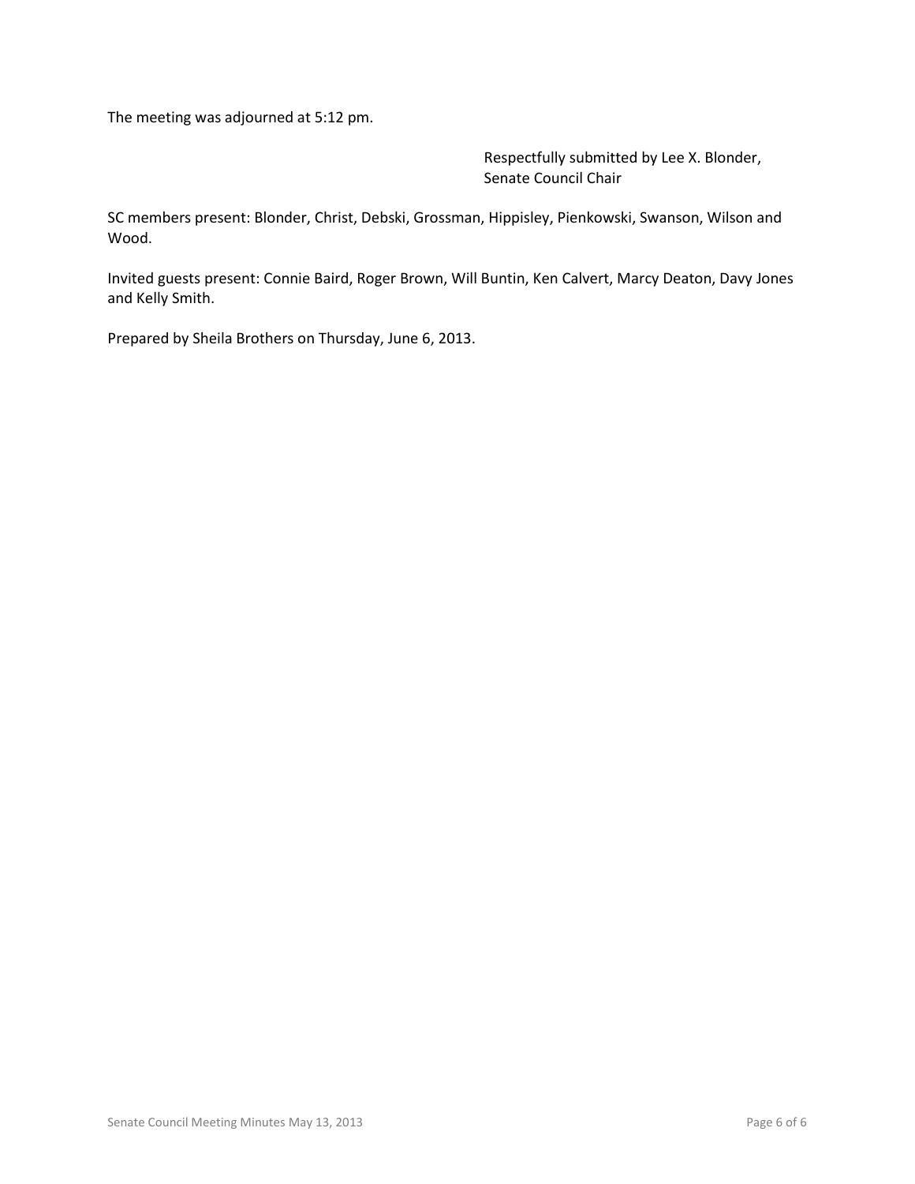The meeting was adjourned at 5:12 pm.

Respectfully submitted by Lee X. Blonder,
Senate Council Chair

SC members present: Blonder, Christ, Debski, Grossman, Hippisley, Pienkowski, Swanson, Wilson and Wood.

Invited guests present: Connie Baird, Roger Brown, Will Buntin, Ken Calvert, Marcy Deaton, Davy Jones and Kelly Smith.

Prepared by Sheila Brothers on Thursday, June 6, 2013.